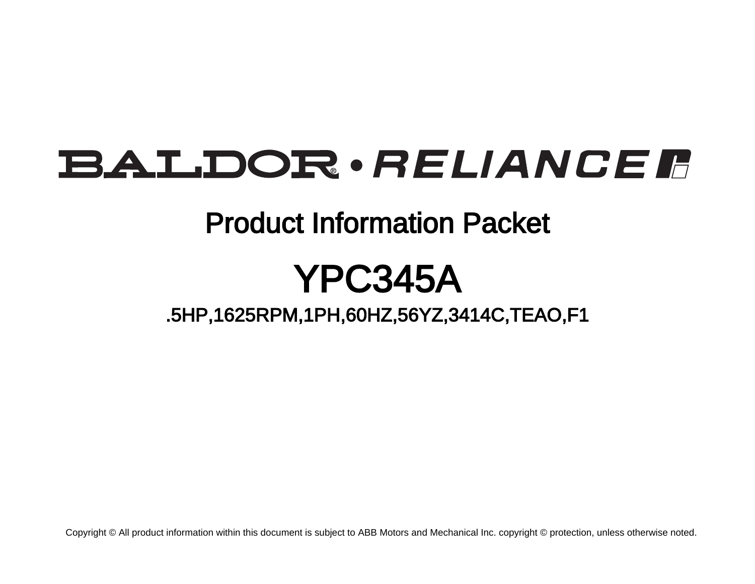BALDOR® • RELIANCE

# Product Information Packet

# YPC345A

## .5HP,1625RPM,1PH,60HZ,56YZ,3414C,TEAO,F1

Copyright © All product information within this document is subject to ABB Motors and Mechanical Inc. copyright © protection, unless otherwise noted.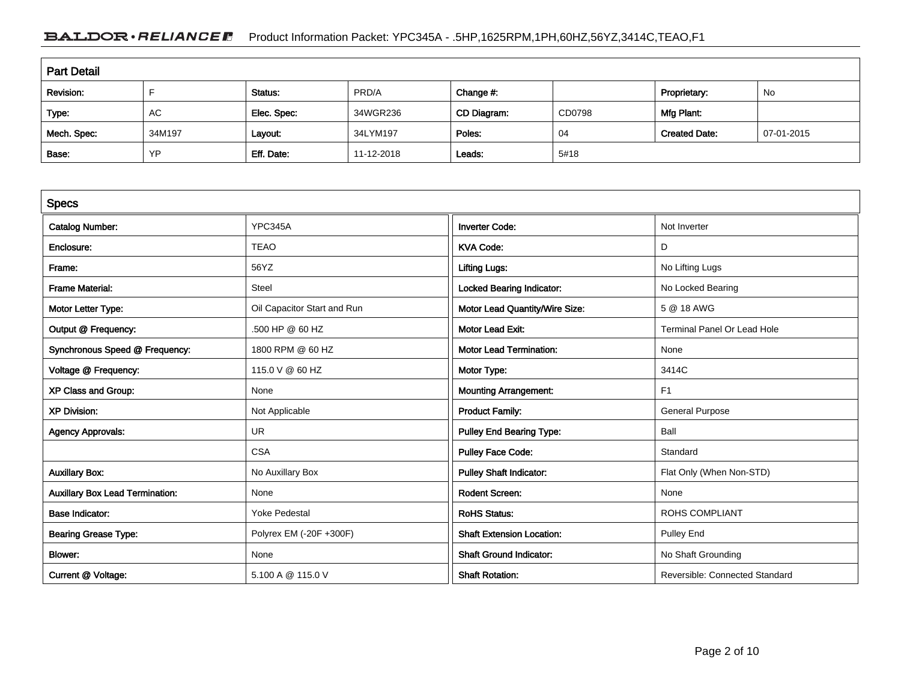## Part Detail

| Revision: | F | Status: | PRD/A | Change #: | | Proprietary: | No |
|---|---|---|---|---|---|---|---|
| Type: | AC | Elec. Spec: | 34WGR236 | CD Diagram: | CD0798 | Mfg Plant: | |
| Mech. Spec: | 34M197 | Layout: | 34LYM197 | Poles: | 04 | Created Date: | 07-01-2015 |
| Base: | YP | Eff. Date: | 11-12-2018 | Leads: | 5#18 | | |

## Specs

| Catalog Number: | YPC345A | Inverter Code: | Not Inverter |
|---|---|---|---|
| Enclosure: | TEAO | KVA Code: | D |
| Frame: | 56YZ | Lifting Lugs: | No Lifting Lugs |
| Frame Material: | Steel | Locked Bearing Indicator: | No Locked Bearing |
| Motor Letter Type: | Oil Capacitor Start and Run | Motor Lead Quantity/Wire Size: | 5 @ 18 AWG |
| Output @ Frequency: | .500 HP @ 60 HZ | Motor Lead Exit: | Terminal Panel Or Lead Hole |
| Synchronous Speed @ Frequency: | 1800 RPM @ 60 HZ | Motor Lead Termination: | None |
| Voltage @ Frequency: | 115.0 V @ 60 HZ | Motor Type: | 3414C |
| XP Class and Group: | None | Mounting Arrangement: | F1 |
| XP Division: | Not Applicable | Product Family: | General Purpose |
| Agency Approvals: | UR | Pulley End Bearing Type: | Ball |
| | CSA | Pulley Face Code: | Standard |
| Auxillary Box: | No Auxillary Box | Pulley Shaft Indicator: | Flat Only (When Non-STD) |
| Auxillary Box Lead Termination: | None | Rodent Screen: | None |
| Base Indicator: | Yoke Pedestal | RoHS Status: | ROHS COMPLIANT |
| Bearing Grease Type: | Polyrex EM (-20F +300F) | Shaft Extension Location: | Pulley End |
| Blower: | None | Shaft Ground Indicator: | No Shaft Grounding |
| Current @ Voltage: | 5.100 A @ 115.0 V | Shaft Rotation: | Reversible: Connected Standard |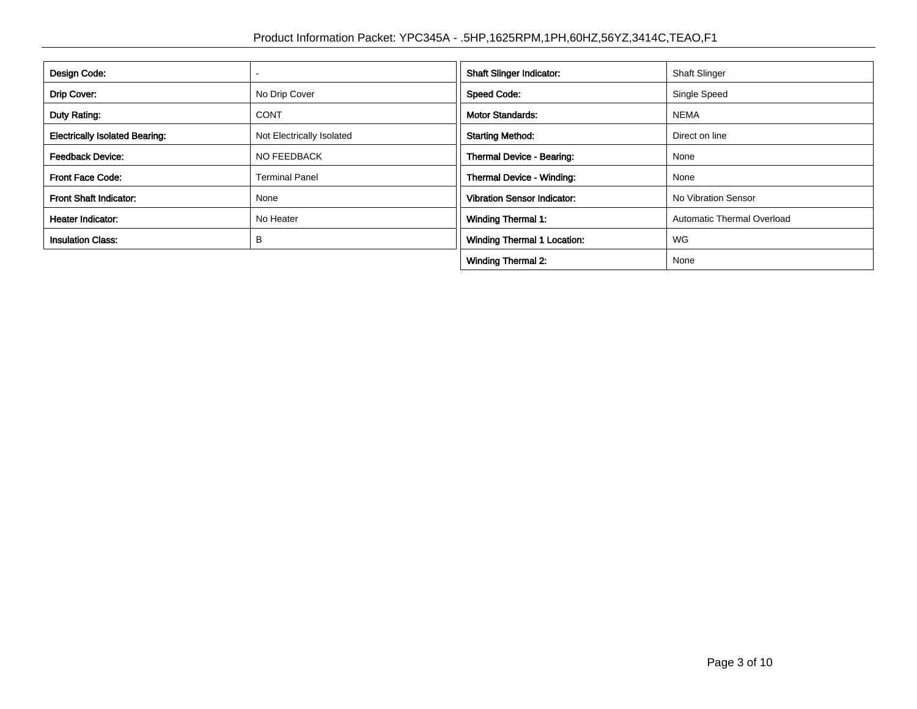| Design Code: | - |
| --- | --- |
| Drip Cover: | No Drip Cover |
| Duty Rating: | CONT |
| Electrically Isolated Bearing: | Not Electrically Isolated |
| Feedback Device: | NO FEEDBACK |
| Front Face Code: | Terminal Panel |
| Front Shaft Indicator: | None |
| Heater Indicator: | No Heater |
| Insulation Class: | B |

| Shaft Slinger Indicator: | Shaft Slinger |
| --- | --- |
| Speed Code: | Single Speed |
| Motor Standards: | NEMA |
| Starting Method: | Direct on line |
| Thermal Device - Bearing: | None |
| Thermal Device - Winding: | None |
| Vibration Sensor Indicator: | No Vibration Sensor |
| Winding Thermal 1: | Automatic Thermal Overload |
| Winding Thermal 1 Location: | WG |
| Winding Thermal 2: | None |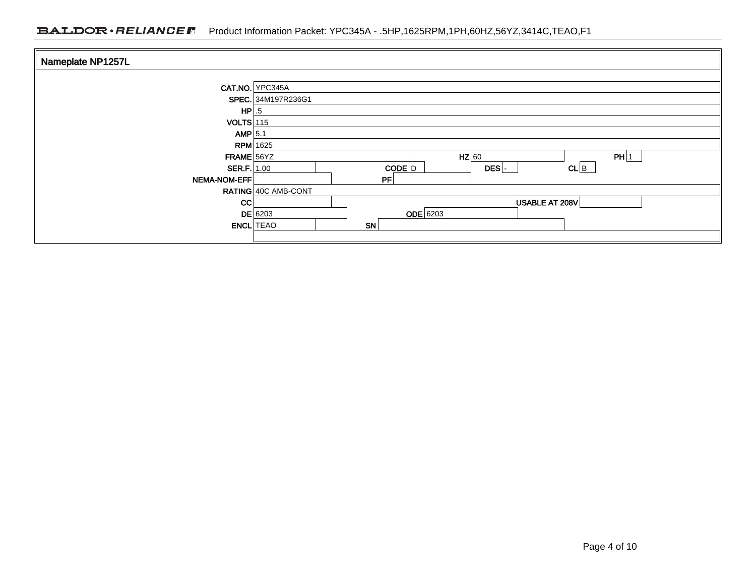## Nameplate NP1257L

| Field | Value | Field | Value | Field | Value | Field | Value |
|---|---|---|---|---|---|---|---|
| CAT.NO. | YPC345A | | | | | | |
| SPEC. | 34M197R236G1 | | | | | | |
| HP | .5 | | | | | | |
| VOLTS | 115 | | | | | | |
| AMP | 5.1 | | | | | | |
| RPM | 1625 | | | | | | |
| FRAME | 56YZ | HZ | 60 | PH | 1 | | |
| SER.F. | 1.00 | CODE | D | DES | - | CL | B |
| NEMA-NOM-EFF | | PF | | | | | |
| RATING | 40C AMB-CONT | | | | | | |
| CC | | USABLE AT 208V | | | | | |
| DE | 6203 | ODE | 6203 | | | | |
| ENCL | TEAO | SN | | | | | |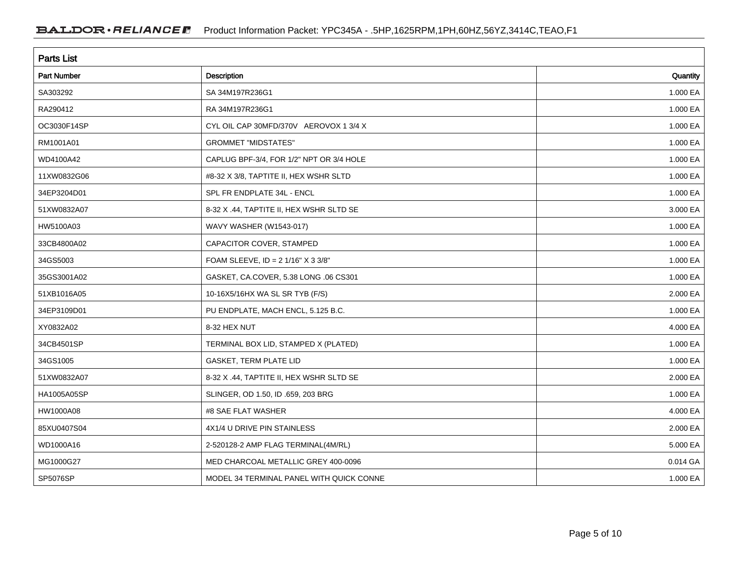## Parts List

| Part Number | Description | Quantity |
|---|---|---|
| SA303292 | SA 34M197R236G1 | 1.000 EA |
| RA290412 | RA 34M197R236G1 | 1.000 EA |
| OC3030F14SP | CYL OIL CAP 30MFD/370V AEROVOX 1 3/4 X | 1.000 EA |
| RM1001A01 | GROMMET "MIDSTATES" | 1.000 EA |
| WD4100A42 | CAPLUG BPF-3/4, FOR 1/2" NPT OR 3/4 HOLE | 1.000 EA |
| 11XW0832G06 | #8-32 X 3/8, TAPTITE II, HEX WSHR SLTD | 1.000 EA |
| 34EP3204D01 | SPL FR ENDPLATE 34L - ENCL | 1.000 EA |
| 51XW0832A07 | 8-32 X .44, TAPTITE II, HEX WSHR SLTD SE | 3.000 EA |
| HW5100A03 | WAVY WASHER (W1543-017) | 1.000 EA |
| 33CB4800A02 | CAPACITOR COVER, STAMPED | 1.000 EA |
| 34GS5003 | FOAM SLEEVE, ID = 2 1/16" X 3 3/8" | 1.000 EA |
| 35GS3001A02 | GASKET, CA.COVER, 5.38 LONG .06 CS301 | 1.000 EA |
| 51XB1016A05 | 10-16X5/16HX WA SL SR TYB (F/S) | 2.000 EA |
| 34EP3109D01 | PU ENDPLATE, MACH ENCL, 5.125 B.C. | 1.000 EA |
| XY0832A02 | 8-32 HEX NUT | 4.000 EA |
| 34CB4501SP | TERMINAL BOX LID, STAMPED X (PLATED) | 1.000 EA |
| 34GS1005 | GASKET, TERM PLATE LID | 1.000 EA |
| 51XW0832A07 | 8-32 X .44, TAPTITE II, HEX WSHR SLTD SE | 2.000 EA |
| HA1005A05SP | SLINGER, OD 1.50, ID .659, 203 BRG | 1.000 EA |
| HW1000A08 | #8 SAE FLAT WASHER | 4.000 EA |
| 85XU0407S04 | 4X1/4 U DRIVE PIN STAINLESS | 2.000 EA |
| WD1000A16 | 2-520128-2 AMP FLAG TERMINAL(4M/RL) | 5.000 EA |
| MG1000G27 | MED CHARCOAL METALLIC GREY 400-0096 | 0.014 GA |
| SP5076SP | MODEL 34 TERMINAL PANEL WITH QUICK CONNE | 1.000 EA |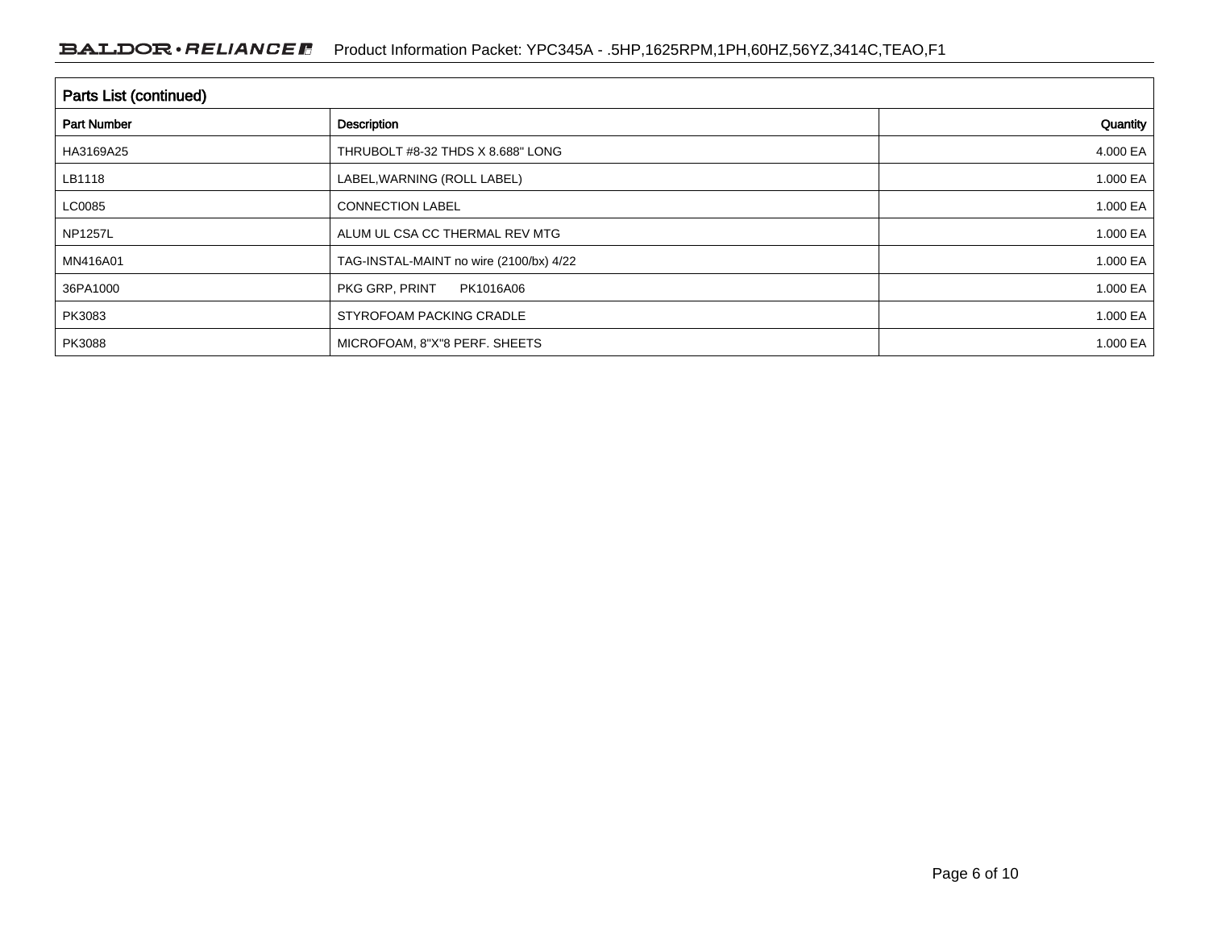## Parts List (continued)

| Part Number | Description | Quantity |
|---|---|---|
| HA3169A25 | THRUBOLT #8-32 THDS X 8.688" LONG | 4.000 EA |
| LB1118 | LABEL,WARNING (ROLL LABEL) | 1.000 EA |
| LC0085 | CONNECTION LABEL | 1.000 EA |
| NP1257L | ALUM UL CSA CC THERMAL REV MTG | 1.000 EA |
| MN416A01 | TAG-INSTAL-MAINT no wire (2100/bx) 4/22 | 1.000 EA |
| 36PA1000 | PKG GRP, PRINT PK1016A06 | 1.000 EA |
| PK3083 | STYROFOAM PACKING CRADLE | 1.000 EA |
| PK3088 | MICROFOAM, 8"X"8 PERF. SHEETS | 1.000 EA |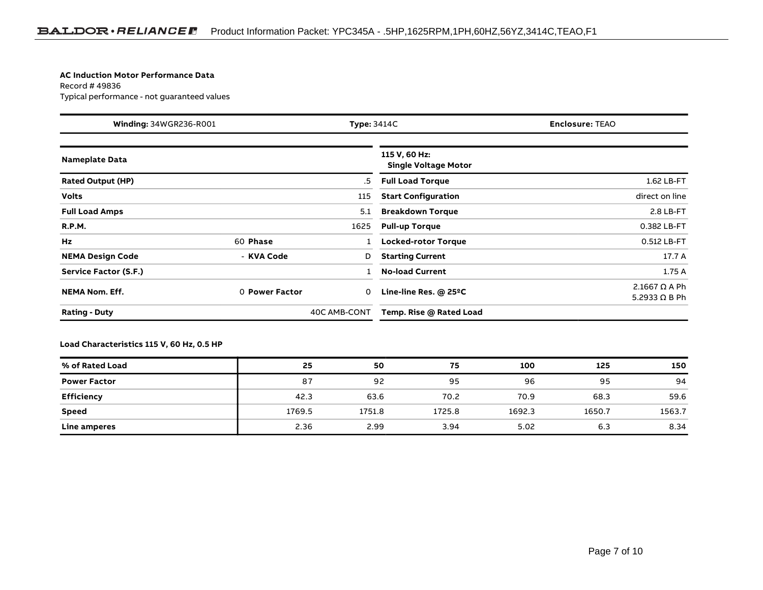**AC Induction Motor Performance Data**
Record # 49836
Typical performance - not guaranteed values

| **Winding:** 34WGR236-R001 | **Type:** 3414C | **Enclosure:** TEAO |
|---|---|---|

| **Nameplate Data** | | | | **115 V, 60 Hz: Single Voltage Motor** | |
|---|---|---|---|---|---|
| **Rated Output (HP)** | | | .5 | **Full Load Torque** | 1.62 LB-FT |
| **Volts** | | | 115 | **Start Configuration** | direct on line |
| **Full Load Amps** | | | 5.1 | **Breakdown Torque** | 2.8 LB-FT |
| **R.P.M.** | | | 1625 | **Pull-up Torque** | 0.382 LB-FT |
| **Hz** | 60 | **Phase** | 1 | **Locked-rotor Torque** | 0.512 LB-FT |
| **NEMA Design Code** | - | **KVA Code** | D | **Starting Current** | 17.7 A |
| **Service Factor (S.F.)** | | | 1 | **No-load Current** | 1.75 A |
| **NEMA Nom. Eff.** | 0 | **Power Factor** | 0 | **Line-line Res. @ 25ºC** | 2.1667 Ω A Ph<br>5.2933 Ω B Ph |
| **Rating - Duty** | | | 40C AMB-CONT | **Temp. Rise @ Rated Load** | |

**Load Characteristics 115 V, 60 Hz, 0.5 HP**

| % of Rated Load | 25 | 50 | 75 | 100 | 125 | 150 |
|---|---|---|---|---|---|---|
| **Power Factor** | 87 | 92 | 95 | 96 | 95 | 94 |
| **Efficiency** | 42.3 | 63.6 | 70.2 | 70.9 | 68.3 | 59.6 |
| **Speed** | 1769.5 | 1751.8 | 1725.8 | 1692.3 | 1650.7 | 1563.7 |
| **Line amperes** | 2.36 | 2.99 | 3.94 | 5.02 | 6.3 | 8.34 |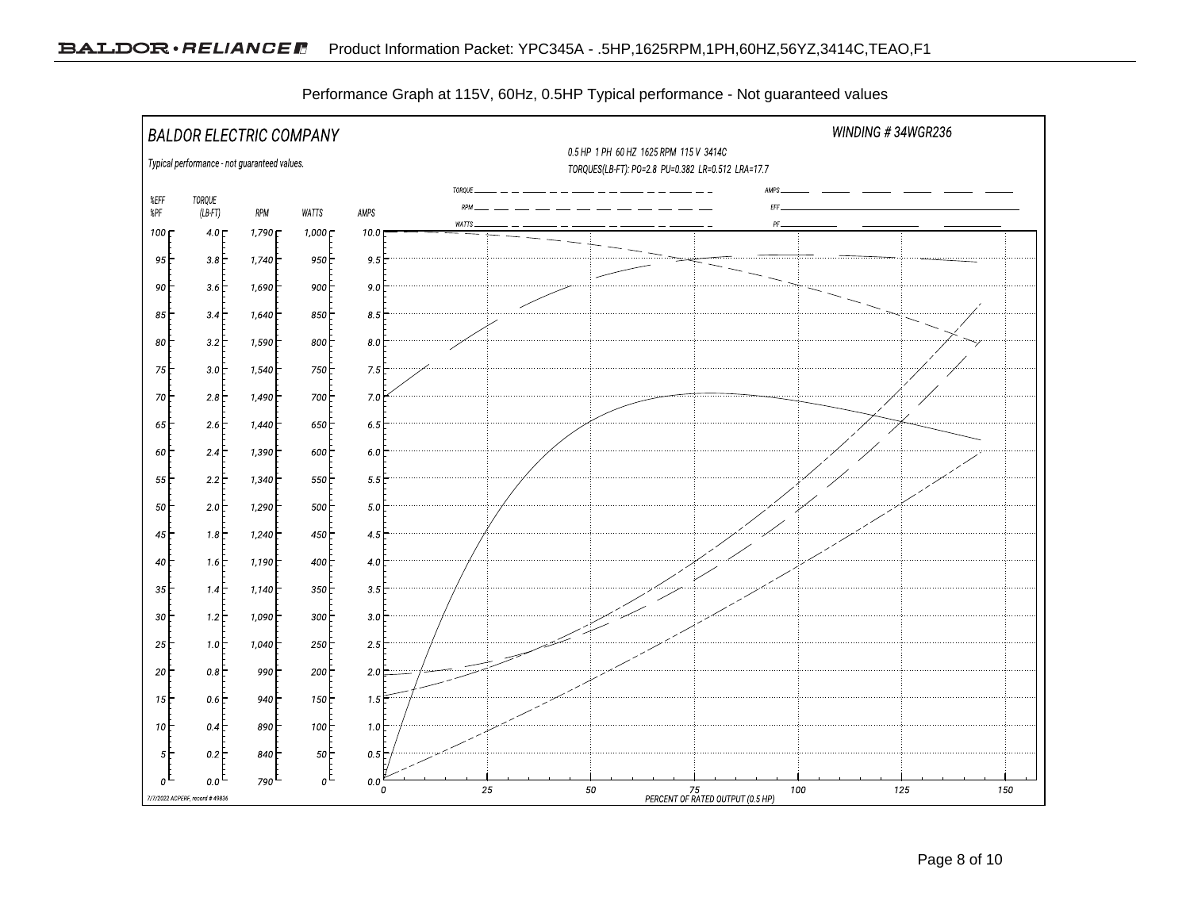Performance Graph at 115V, 60Hz, 0.5HP Typical performance - Not guaranteed values

BALDOR ELECTRIC COMPANY

WINDING # 34WGR236

0.5 HP 1 PH 60 HZ 1625 RPM 115 V 3414C

TORQUES(LB-FT): PO=2.8 PU=0.382 LR=0.512 LRA=17.7

Typical performance - not guaranteed values.

| %EFF %PF | TORQUE (LB-FT) | RPM | WATTS | AMPS |
|---|---|---|---|---|
| 100 | 4.0 | 1,790 | 1,000 | 10.0 |
| 95 | 3.8 | 1,740 | 950 | 9.5 |
| 90 | 3.6 | 1,690 | 900 | 9.0 |
| 85 | 3.4 | 1,640 | 850 | 8.5 |
| 80 | 3.2 | 1,590 | 800 | 8.0 |
| 75 | 3.0 | 1,540 | 750 | 7.5 |
| 70 | 2.8 | 1,490 | 700 | 7.0 |
| 65 | 2.6 | 1,440 | 650 | 6.5 |
| 60 | 2.4 | 1,390 | 600 | 6.0 |
| 55 | 2.2 | 1,340 | 550 | 5.5 |
| 50 | 2.0 | 1,290 | 500 | 5.0 |
| 45 | 1.8 | 1,240 | 450 | 4.5 |
| 40 | 1.6 | 1,190 | 400 | 4.0 |
| 35 | 1.4 | 1,140 | 350 | 3.5 |
| 30 | 1.2 | 1,090 | 300 | 3.0 |
| 25 | 1.0 | 1,040 | 250 | 2.5 |
| 20 | 0.8 | 990 | 200 | 2.0 |
| 15 | 0.6 | 940 | 150 | 1.5 |
| 10 | 0.4 | 890 | 100 | 1.0 |
| 5 | 0.2 | 840 | 50 | 0.5 |
| 0 | 0.0 | 790 | 0 | 0.0 |

PERCENT OF RATED OUTPUT (0.5 HP): 0, 25, 50, 75, 100, 125, 150

Legend: TORQUE, RPM, WATTS, AMPS, EFF, PF

7/7/2022 ACPERF, record # 49836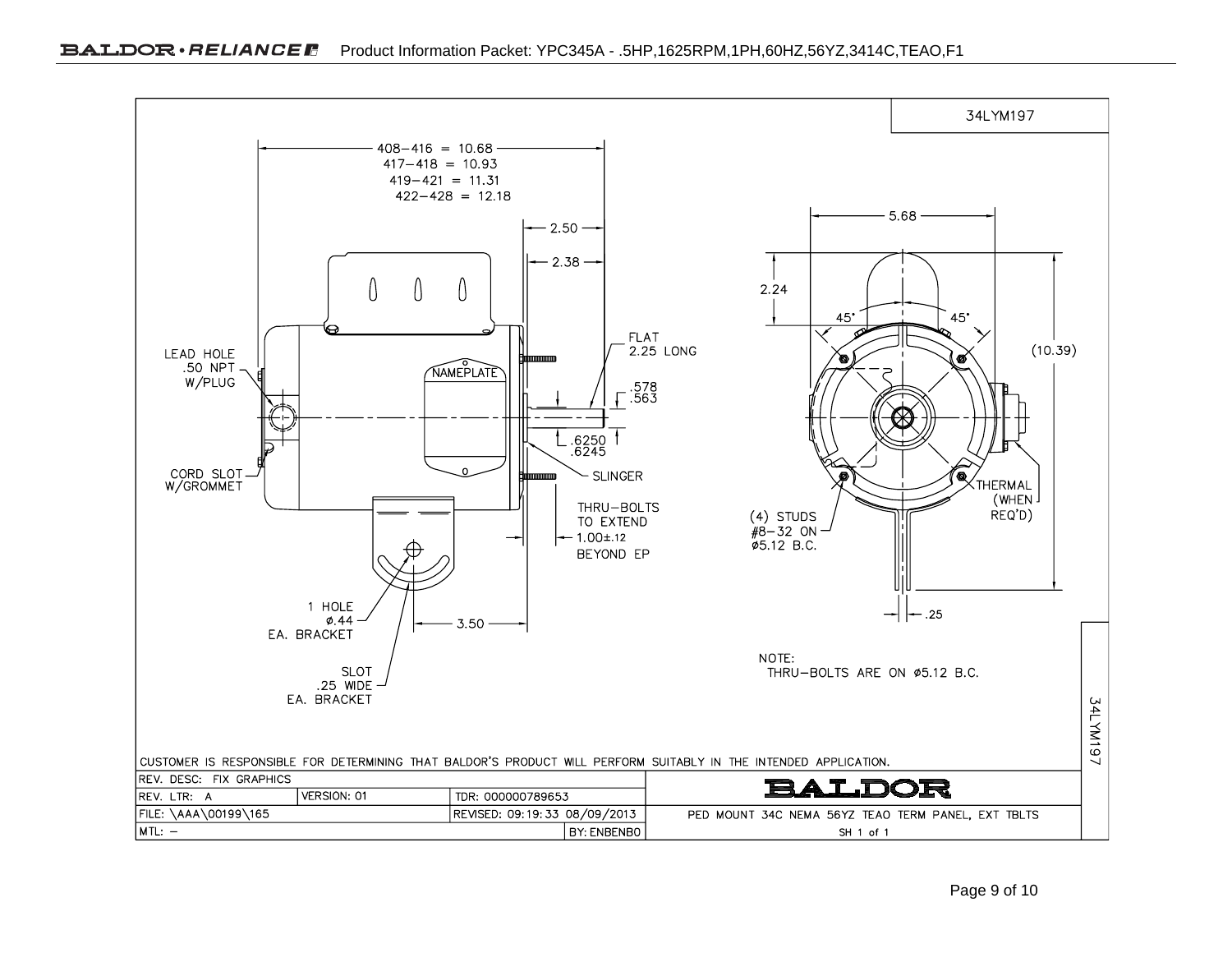34LYM197

408–416 = 10.68
417–418 = 10.93
419–421 = 11.31
422–428 = 12.18

2.50

2.38

5.68

2.24

45° 45°

(10.39)

LEAD HOLE
.50 NPT
W/PLUG

NAMEPLATE

FLAT
2.25 LONG

.578
.563

.6250
.6245

CORD SLOT
W/GROMMET

SLINGER

THERMAL
(WHEN
REQ'D)

THRU–BOLTS
TO EXTEND
1.00±.12
BEYOND EP

(4) STUDS
#8–32 ON
ø5.12 B.C.

1 HOLE
ø.44
EA. BRACKET

3.50

.25

SLOT
.25 WIDE
EA. BRACKET

NOTE:
THRU–BOLTS ARE ON ø5.12 B.C.

CUSTOMER IS RESPONSIBLE FOR DETERMINING THAT BALDOR'S PRODUCT WILL PERFORM SUITABLY IN THE INTENDED APPLICATION.

| REV. DESC: FIX GRAPHICS | | | | BALDOR |
|---|---|---|---|---|
| REV. LTR: A | VERSION: 01 | TDR: 000000789653 | | |
| FILE: \AAA\00199\165 | | REVISED: 09:19:33 08/09/2013 | | PED MOUNT 34C NEMA 56YZ TEAO TERM PANEL, EXT TBLTS |
| MTL: – | | | BY: ENBENBO | SH 1 of 1 |

34LYM197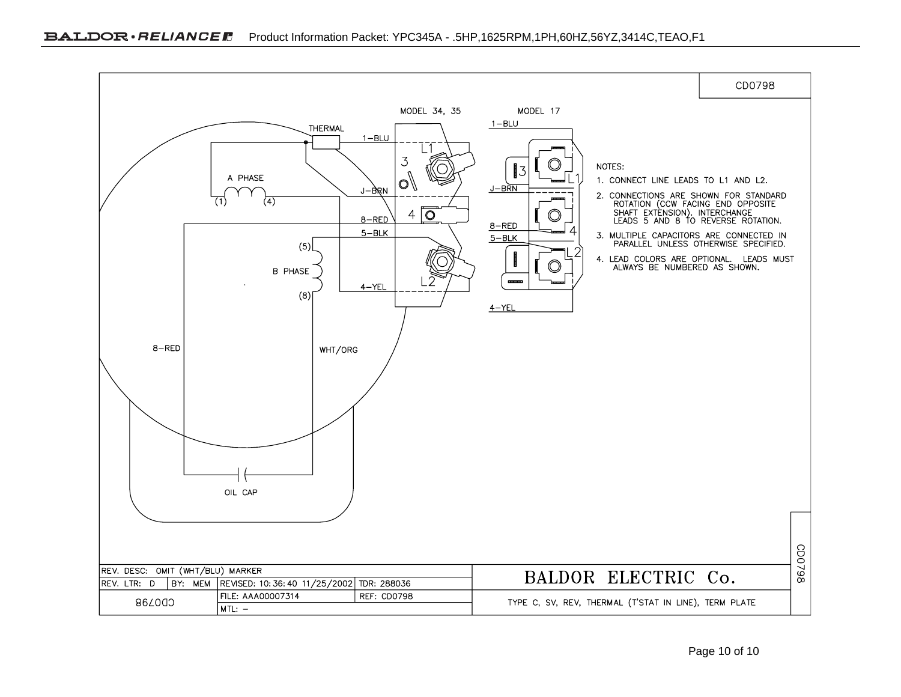CD0798

MODEL 34, 35

MODEL 17

THERMAL

1-BLU

A PHASE

(1) (4)

J-BRN

8-RED

5-BLK

(5)

B PHASE

(8)

4-YEL

L1

3

4

L2

8-RED

WHT/ORG

OIL CAP

NOTES:

1. CONNECT LINE LEADS TO L1 AND L2.
2. CONNECTIONS ARE SHOWN FOR STANDARD ROTATION (CCW FACING END OPPOSITE SHAFT EXTENSION). INTERCHANGE LEADS 5 AND 8 TO REVERSE ROTATION.
3. MULTIPLE CAPACITORS ARE CONNECTED IN PARALLEL UNLESS OTHERWISE SPECIFIED.
4. LEAD COLORS ARE OPTIONAL. LEADS MUST ALWAYS BE NUMBERED AS SHOWN.

| | | | |
|---|---|---|---|
| REV. DESC: OMIT (WHT/BLU) MARKER | | | BALDOR ELECTRIC Co. |
| REV. LTR: D | BY: MEM | REVISED: 10:36:40 11/25/2002 | TDR: 288036 |
| CD0798 | FILE: AAA00007314 | REF: CD0798 | TYPE C, SV, REV, THERMAL (T'STAT IN LINE), TERM PLATE |
| | MTL: – | | |